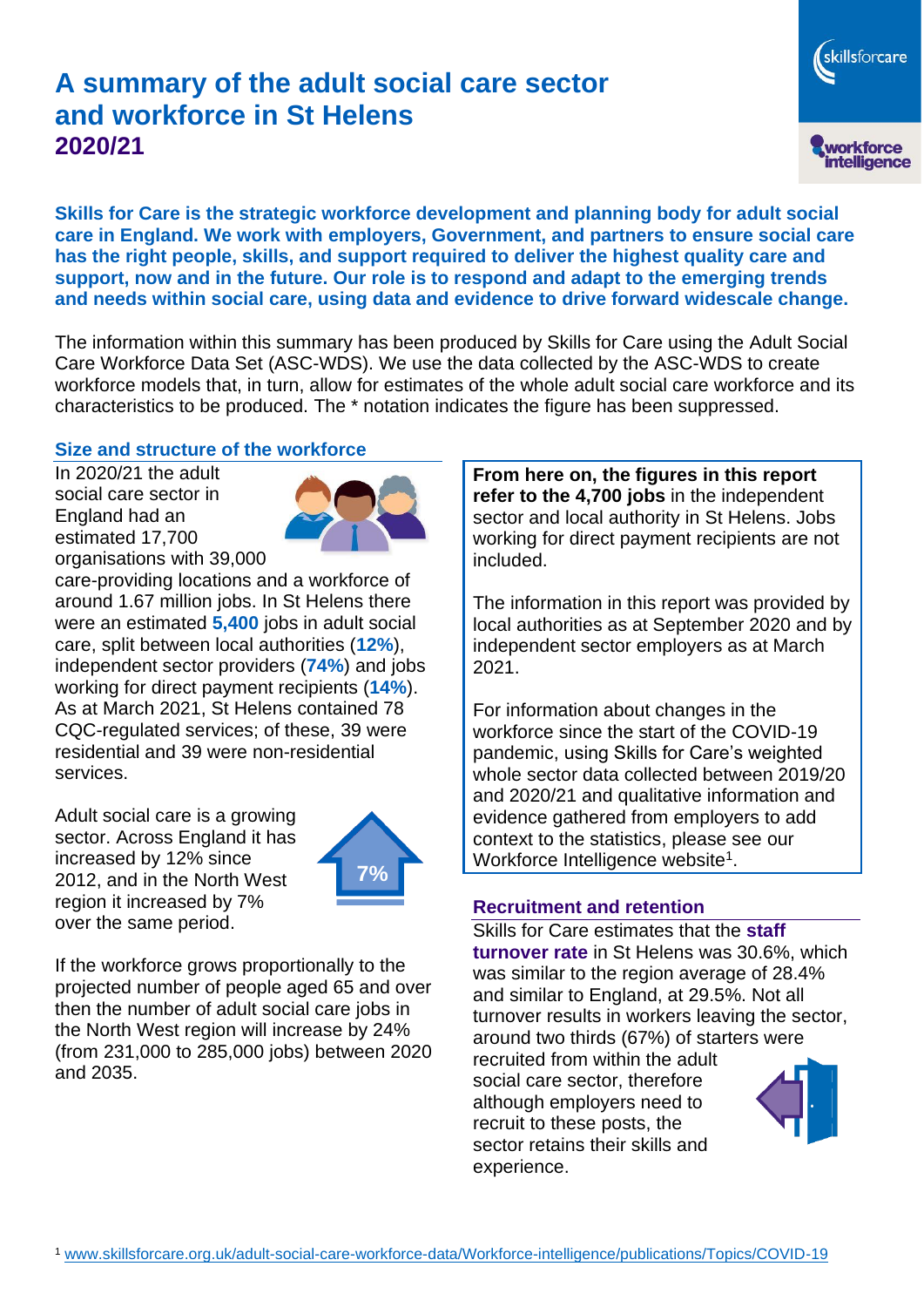# A summary of the adult social care sector and workforce in St Helens 2020/21

**Skills for Care is the strategic workforce development and planning body for adult social care in England. We work with employers, Government, and partners to ensure social care has the right people, skills, and support required to deliver the highest quality care and support, now and in the future. Our role is to respond and adapt to the emerging trends and needs within social care, using data and evidence to drive forward widescale change.**

The information within this summary has been produced by Skills for Care using the Adult Social Care Workforce Data Set (ASC-WDS). We use the data collected by the ASC-WDS to create workforce models that, in turn, allow for estimates of the whole adult social care workforce and its characteristics to be produced. The * notation indicates the figure has been suppressed.

## Size and structure of the workforce

In 2020/21 the adult social care sector in England had an estimated 17,700 organisations with 39,000 care-providing locations and a workforce of around 1.67 million jobs. In St Helens there were an estimated **5,400** jobs in adult social care, split between local authorities (**12%**), independent sector providers (**74%**) and jobs working for direct payment recipients (**14%**). As at March 2021, St Helens contained 78 CQC-regulated services; of these, 39 were residential and 39 were non-residential services.

Adult social care is a growing sector. Across England it has increased by 12% since 2012, and in the North West region it increased by 7% over the same period.

7%

If the workforce grows proportionally to the projected number of people aged 65 and over then the number of adult social care jobs in the North West region will increase by 24% (from 231,000 to 285,000 jobs) between 2020 and 2035.

**From here on, the figures in this report refer to the 4,700 jobs** in the independent sector and local authority in St Helens. Jobs working for direct payment recipients are not included.

The information in this report was provided by local authorities as at September 2020 and by independent sector employers as at March 2021.

For information about changes in the workforce since the start of the COVID-19 pandemic, using Skills for Care's weighted whole sector data collected between 2019/20 and 2020/21 and qualitative information and evidence gathered from employers to add context to the statistics, please see our Workforce Intelligence website[1].

## Recruitment and retention

Skills for Care estimates that the **staff turnover rate** in St Helens was 30.6%, which was similar to the region average of 28.4% and similar to England, at 29.5%. Not all turnover results in workers leaving the sector, around two thirds (67%) of starters were recruited from within the adult social care sector, therefore although employers need to recruit to these posts, the sector retains their skills and experience.

[1] www.skillsforcare.org.uk/adult-social-care-workforce-data/Workforce-intelligence/publications/Topics/COVID-19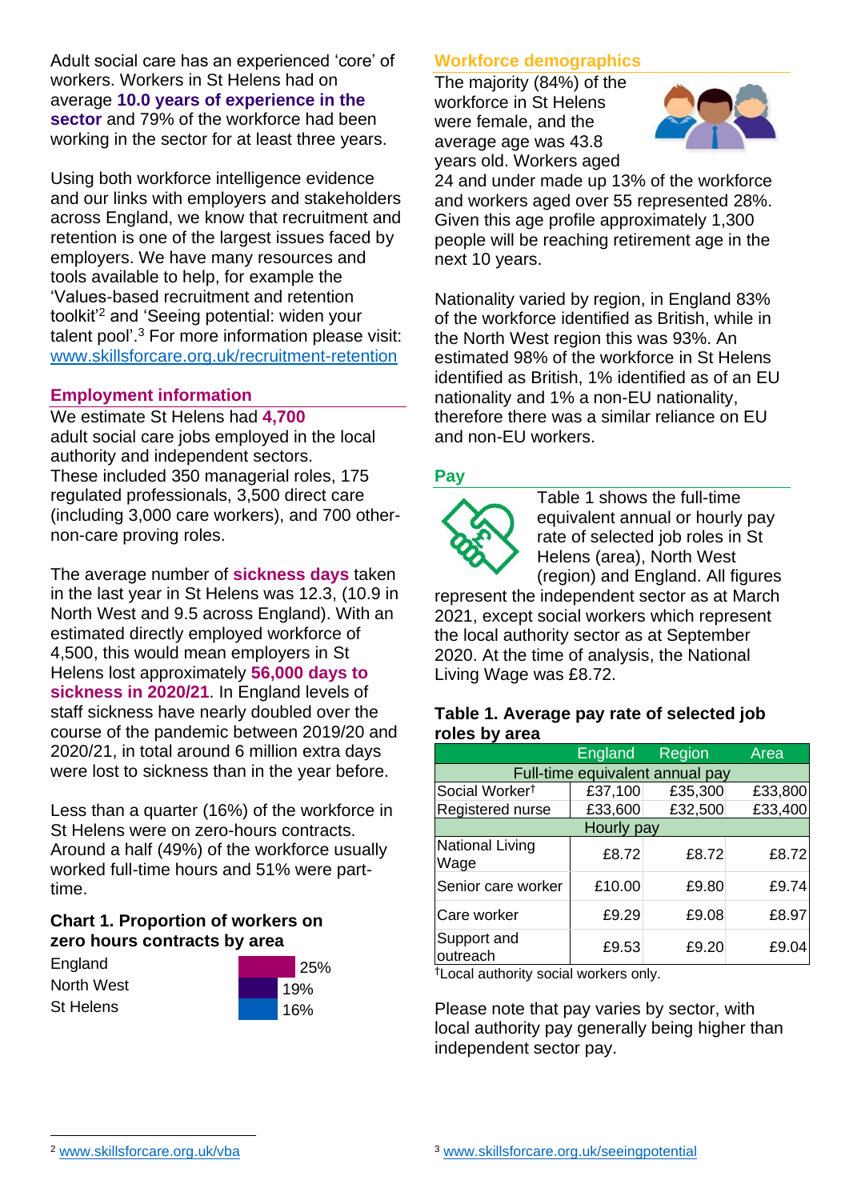Adult social care has an experienced 'core' of workers. Workers in St Helens had on average **10.0 years of experience in the sector** and 79% of the workforce had been working in the sector for at least three years.

Using both workforce intelligence evidence and our links with employers and stakeholders across England, we know that recruitment and retention is one of the largest issues faced by employers. We have many resources and tools available to help, for example the 'Values-based recruitment and retention toolkit'[2] and 'Seeing potential: widen your talent pool'.[3] For more information please visit: www.skillsforcare.org.uk/recruitment-retention

## Employment information

We estimate St Helens had **4,700** adult social care jobs employed in the local authority and independent sectors. These included 350 managerial roles, 175 regulated professionals, 3,500 direct care (including 3,000 care workers), and 700 other-non-care proving roles.

The average number of **sickness days** taken in the last year in St Helens was 12.3, (10.9 in North West and 9.5 across England). With an estimated directly employed workforce of 4,500, this would mean employers in St Helens lost approximately **56,000 days to sickness in 2020/21**. In England levels of staff sickness have nearly doubled over the course of the pandemic between 2019/20 and 2020/21, in total around 6 million extra days were lost to sickness than in the year before.

Less than a quarter (16%) of the workforce in St Helens were on zero-hours contracts. Around a half (49%) of the workforce usually worked full-time hours and 51% were part-time.

### Chart 1. Proportion of workers on zero hours contracts by area

| Area | Proportion |
|---|---|
| England | 25% |
| North West | 19% |
| St Helens | 16% |

## Workforce demographics

The majority (84%) of the workforce in St Helens were female, and the average age was 43.8 years old. Workers aged 24 and under made up 13% of the workforce and workers aged over 55 represented 28%. Given this age profile approximately 1,300 people will be reaching retirement age in the next 10 years.

Nationality varied by region, in England 83% of the workforce identified as British, while in the North West region this was 93%. An estimated 98% of the workforce in St Helens identified as British, 1% identified as of an EU nationality and 1% a non-EU nationality, therefore there was a similar reliance on EU and non-EU workers.

## Pay

Table 1 shows the full-time equivalent annual or hourly pay rate of selected job roles in St Helens (area), North West (region) and England. All figures represent the independent sector as at March 2021, except social workers which represent the local authority sector as at September 2020. At the time of analysis, the National Living Wage was £8.72.

### Table 1. Average pay rate of selected job roles by area

| | England | Region | Area |
|---|---|---|---|
| **Full-time equivalent annual pay** | | | |
| Social Worker† | £37,100 | £35,300 | £33,800 |
| Registered nurse | £33,600 | £32,500 | £33,400 |
| **Hourly pay** | | | |
| National Living Wage | £8.72 | £8.72 | £8.72 |
| Senior care worker | £10.00 | £9.80 | £9.74 |
| Care worker | £9.29 | £9.08 | £8.97 |
| Support and outreach | £9.53 | £9.20 | £9.04 |

†Local authority social workers only.

Please note that pay varies by sector, with local authority pay generally being higher than independent sector pay.

[2] www.skillsforcare.org.uk/vba

[3] www.skillsforcare.org.uk/seeingpotential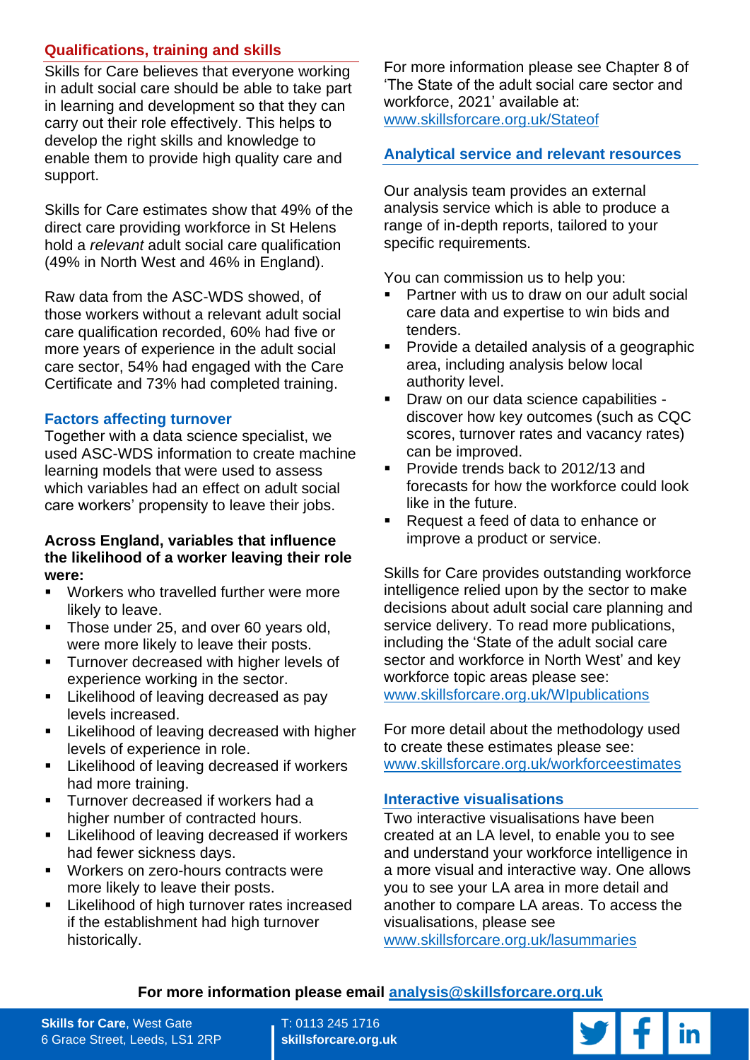## Qualifications, training and skills

Skills for Care believes that everyone working in adult social care should be able to take part in learning and development so that they can carry out their role effectively. This helps to develop the right skills and knowledge to enable them to provide high quality care and support.

Skills for Care estimates show that 49% of the direct care providing workforce in St Helens hold a *relevant* adult social care qualification (49% in North West and 46% in England).

Raw data from the ASC-WDS showed, of those workers without a relevant adult social care qualification recorded, 60% had five or more years of experience in the adult social care sector, 54% had engaged with the Care Certificate and 73% had completed training.

## Factors affecting turnover

Together with a data science specialist, we used ASC-WDS information to create machine learning models that were used to assess which variables had an effect on adult social care workers' propensity to leave their jobs.

**Across England, variables that influence the likelihood of a worker leaving their role were:**

- Workers who travelled further were more likely to leave.
- Those under 25, and over 60 years old, were more likely to leave their posts.
- Turnover decreased with higher levels of experience working in the sector.
- Likelihood of leaving decreased as pay levels increased.
- Likelihood of leaving decreased with higher levels of experience in role.
- Likelihood of leaving decreased if workers had more training.
- Turnover decreased if workers had a higher number of contracted hours.
- Likelihood of leaving decreased if workers had fewer sickness days.
- Workers on zero-hours contracts were more likely to leave their posts.
- Likelihood of high turnover rates increased if the establishment had high turnover historically.

For more information please see Chapter 8 of 'The State of the adult social care sector and workforce, 2021' available at: www.skillsforcare.org.uk/Stateof

## Analytical service and relevant resources

Our analysis team provides an external analysis service which is able to produce a range of in-depth reports, tailored to your specific requirements.

You can commission us to help you:

- Partner with us to draw on our adult social care data and expertise to win bids and tenders.
- Provide a detailed analysis of a geographic area, including analysis below local authority level.
- Draw on our data science capabilities - discover how key outcomes (such as CQC scores, turnover rates and vacancy rates) can be improved.
- Provide trends back to 2012/13 and forecasts for how the workforce could look like in the future.
- Request a feed of data to enhance or improve a product or service.

Skills for Care provides outstanding workforce intelligence relied upon by the sector to make decisions about adult social care planning and service delivery. To read more publications, including the 'State of the adult social care sector and workforce in North West' and key workforce topic areas please see: www.skillsforcare.org.uk/WIpublications

For more detail about the methodology used to create these estimates please see: www.skillsforcare.org.uk/workforceestimates

## Interactive visualisations

Two interactive visualisations have been created at an LA level, to enable you to see and understand your workforce intelligence in a more visual and interactive way. One allows you to see your LA area in more detail and another to compare LA areas. To access the visualisations, please see www.skillsforcare.org.uk/lasummaries

**For more information please email analysis@skillsforcare.org.uk**

**Skills for Care**, West Gate
6 Grace Street, Leeds, LS1 2RP

T: 0113 245 1716
**skillsforcare.org.uk**